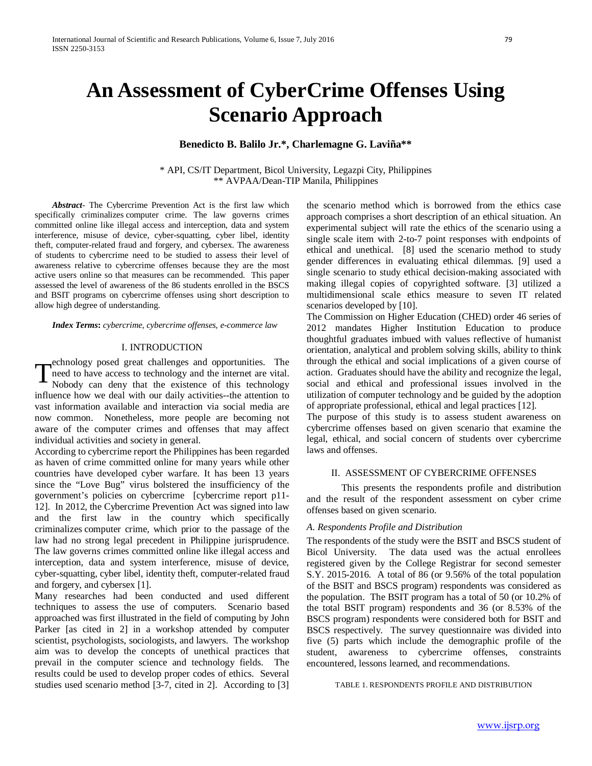# An Assessment of CyberCrime Offenses Using Scenario Approach

**Benedicto B. Balilo Jr.*, Charlemagne G. Laviña****

\* API, CS/IT Department, Bicol University, Legazpi City, Philippines
\*\* AVPAA/Dean-TIP Manila, Philippines

***Abstract***- The Cybercrime Prevention Act is the first law which specifically criminalizes computer crime. The law governs crimes committed online like illegal access and interception, data and system interference, misuse of device, cyber-squatting, cyber libel, identity theft, computer-related fraud and forgery, and cybersex. The awareness of students to cybercrime need to be studied to assess their level of awareness relative to cybercrime offenses because they are the most active users online so that measures can be recommended. This paper assessed the level of awareness of the 86 students enrolled in the BSCS and BSIT programs on cybercrime offenses using short description to allow high degree of understanding.

***Index Terms*:** *cybercrime, cybercrime offenses, e-commerce law*

## I. INTRODUCTION

Technology posed great challenges and opportunities. The need to have access to technology and the internet are vital. Nobody can deny that the existence of this technology influence how we deal with our daily activities--the attention to vast information available and interaction via social media are now common. Nonetheless, more people are becoming not aware of the computer crimes and offenses that may affect individual activities and society in general.

According to cybercrime report the Philippines has been regarded as haven of crime committed online for many years while other countries have developed cyber warfare. It has been 13 years since the "Love Bug" virus bolstered the insufficiency of the government's policies on cybercrime [cybercrime report p11-12]. In 2012, the Cybercrime Prevention Act was signed into law and the first law in the country which specifically criminalizes computer crime, which prior to the passage of the law had no strong legal precedent in Philippine jurisprudence. The law governs crimes committed online like illegal access and interception, data and system interference, misuse of device, cyber-squatting, cyber libel, identity theft, computer-related fraud and forgery, and cybersex [1].

Many researches had been conducted and used different techniques to assess the use of computers. Scenario based approached was first illustrated in the field of computing by John Parker [as cited in 2] in a workshop attended by computer scientist, psychologists, sociologists, and lawyers. The workshop aim was to develop the concepts of unethical practices that prevail in the computer science and technology fields. The results could be used to develop proper codes of ethics. Several studies used scenario method [3-7, cited in 2]. According to [3] the scenario method which is borrowed from the ethics case approach comprises a short description of an ethical situation. An experimental subject will rate the ethics of the scenario using a single scale item with 2-to-7 point responses with endpoints of ethical and unethical. [8] used the scenario method to study gender differences in evaluating ethical dilemmas. [9] used a single scenario to study ethical decision-making associated with making illegal copies of copyrighted software. [3] utilized a multidimensional scale ethics measure to seven IT related scenarios developed by [10].

The Commission on Higher Education (CHED) order 46 series of 2012 mandates Higher Institution Education to produce thoughtful graduates imbued with values reflective of humanist orientation, analytical and problem solving skills, ability to think through the ethical and social implications of a given course of action. Graduates should have the ability and recognize the legal, social and ethical and professional issues involved in the utilization of computer technology and be guided by the adoption of appropriate professional, ethical and legal practices [12].

The purpose of this study is to assess student awareness on cybercrime offenses based on given scenario that examine the legal, ethical, and social concern of students over cybercrime laws and offenses.

## II. ASSESSMENT OF CYBERCRIME OFFENSES

This presents the respondents profile and distribution and the result of the respondent assessment on cyber crime offenses based on given scenario.

### *A. Respondents Profile and Distribution*

The respondents of the study were the BSIT and BSCS student of Bicol University. The data used was the actual enrollees registered given by the College Registrar for second semester S.Y. 2015-2016. A total of 86 (or 9.56% of the total population of the BSIT and BSCS program) respondents was considered as the population. The BSIT program has a total of 50 (or 10.2% of the total BSIT program) respondents and 36 (or 8.53% of the BSCS program) respondents were considered both for BSIT and BSCS respectively. The survey questionnaire was divided into five (5) parts which include the demographic profile of the student, awareness to cybercrime offenses, constraints encountered, lessons learned, and recommendations.

TABLE 1. RESPONDENTS PROFILE AND DISTRIBUTION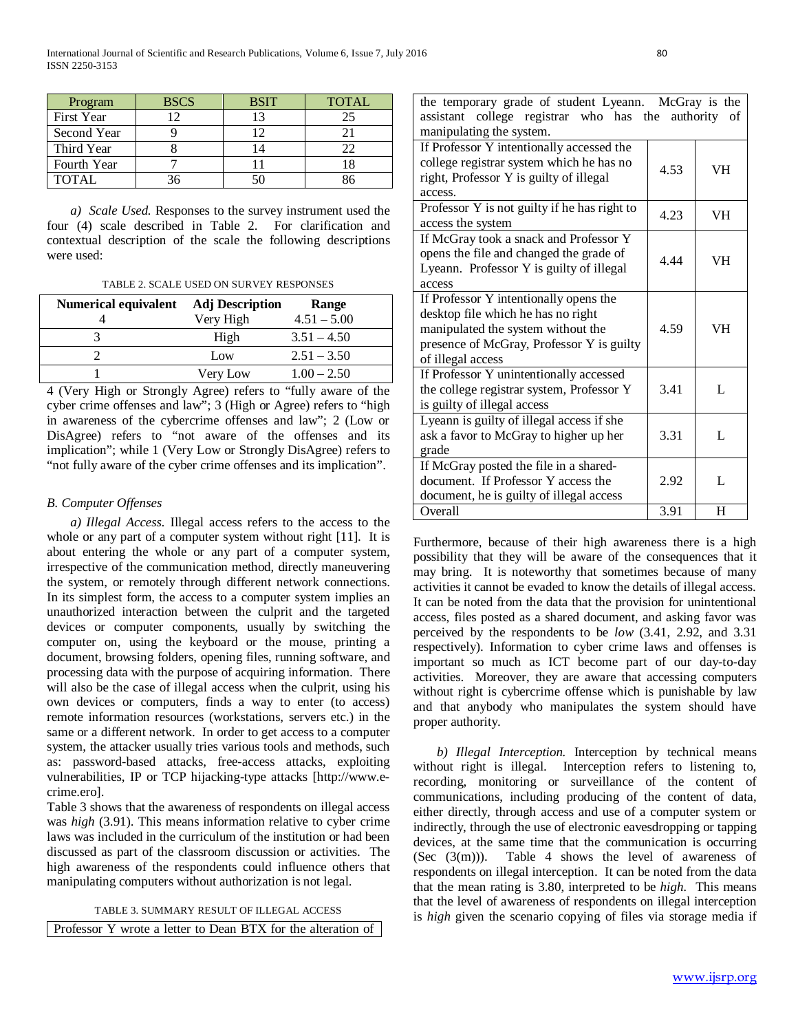| Program | BSCS | BSIT | TOTAL |
| --- | --- | --- | --- |
| First Year | 12 | 13 | 25 |
| Second Year | 9 | 12 | 21 |
| Third Year | 8 | 14 | 22 |
| Fourth Year | 7 | 11 | 18 |
| TOTAL | 36 | 50 | 86 |

*a) Scale Used.* Responses to the survey instrument used the four (4) scale described in Table 2. For clarification and contextual description of the scale the following descriptions were used:

TABLE 2. SCALE USED ON SURVEY RESPONSES

| Numerical equivalent | Adj Description | Range |
| --- | --- | --- |
| 4 | Very High | 4.51 – 5.00 |
| 3 | High | 3.51 – 4.50 |
| 2 | Low | 2.51 – 3.50 |
| 1 | Very Low | 1.00 – 2.50 |

4 (Very High or Strongly Agree) refers to "fully aware of the cyber crime offenses and law"; 3 (High or Agree) refers to "high in awareness of the cybercrime offenses and law"; 2 (Low or DisAgree) refers to "not aware of the offenses and its implication"; while 1 (Very Low or Strongly DisAgree) refers to "not fully aware of the cyber crime offenses and its implication".

## B. Computer Offenses

*a) Illegal Access.* Illegal access refers to the access to the whole or any part of a computer system without right [11]. It is about entering the whole or any part of a computer system, irrespective of the communication method, directly maneuvering the system, or remotely through different network connections. In its simplest form, the access to a computer system implies an unauthorized interaction between the culprit and the targeted devices or computer components, usually by switching the computer on, using the keyboard or the mouse, printing a document, browsing folders, opening files, running software, and processing data with the purpose of acquiring information. There will also be the case of illegal access when the culprit, using his own devices or computers, finds a way to enter (to access) remote information resources (workstations, servers etc.) in the same or a different network. In order to get access to a computer system, the attacker usually tries various tools and methods, such as: password-based attacks, free-access attacks, exploiting vulnerabilities, IP or TCP hijacking-type attacks [http://www.e-crime.ero].

Table 3 shows that the awareness of respondents on illegal access was *high* (3.91). This means information relative to cyber crime laws was included in the curriculum of the institution or had been discussed as part of the classroom discussion or activities. The high awareness of the respondents could influence others that manipulating computers without authorization is not legal.

TABLE 3. SUMMARY RESULT OF ILLEGAL ACCESS

| Professor Y wrote a letter to Dean BTX for the alteration of the temporary grade of student Lyeann. McGray is the assistant college registrar who has the authority of manipulating the system. | | |
| --- | --- | --- |
| If Professor Y intentionally accessed the college registrar system which he has no right, Professor Y is guilty of illegal access. | 4.53 | VH |
| Professor Y is not guilty if he has right to access the system | 4.23 | VH |
| If McGray took a snack and Professor Y opens the file and changed the grade of Lyeann. Professor Y is guilty of illegal access | 4.44 | VH |
| If Professor Y intentionally opens the desktop file which he has no right manipulated the system without the presence of McGray, Professor Y is guilty of illegal access | 4.59 | VH |
| If Professor Y unintentionally accessed the college registrar system, Professor Y is guilty of illegal access | 3.41 | L |
| Lyeann is guilty of illegal access if she ask a favor to McGray to higher up her grade | 3.31 | L |
| If McGray posted the file in a shared-document. If Professor Y access the document, he is guilty of illegal access | 2.92 | L |
| Overall | 3.91 | H |

Furthermore, because of their high awareness there is a high possibility that they will be aware of the consequences that it may bring. It is noteworthy that sometimes because of many activities it cannot be evaded to know the details of illegal access. It can be noted from the data that the provision for unintentional access, files posted as a shared document, and asking favor was perceived by the respondents to be *low* (3.41, 2.92, and 3.31 respectively). Information to cyber crime laws and offenses is important so much as ICT become part of our day-to-day activities. Moreover, they are aware that accessing computers without right is cybercrime offense which is punishable by law and that anybody who manipulates the system should have proper authority.

*b) Illegal Interception.* Interception by technical means without right is illegal. Interception refers to listening to, recording, monitoring or surveillance of the content of communications, including producing of the content of data, either directly, through access and use of a computer system or indirectly, through the use of electronic eavesdropping or tapping devices, at the same time that the communication is occurring (Sec (3(m))). Table 4 shows the level of awareness of respondents on illegal interception. It can be noted from the data that the mean rating is 3.80, interpreted to be *high*. This means that the level of awareness of respondents on illegal interception is *high* given the scenario copying of files via storage media if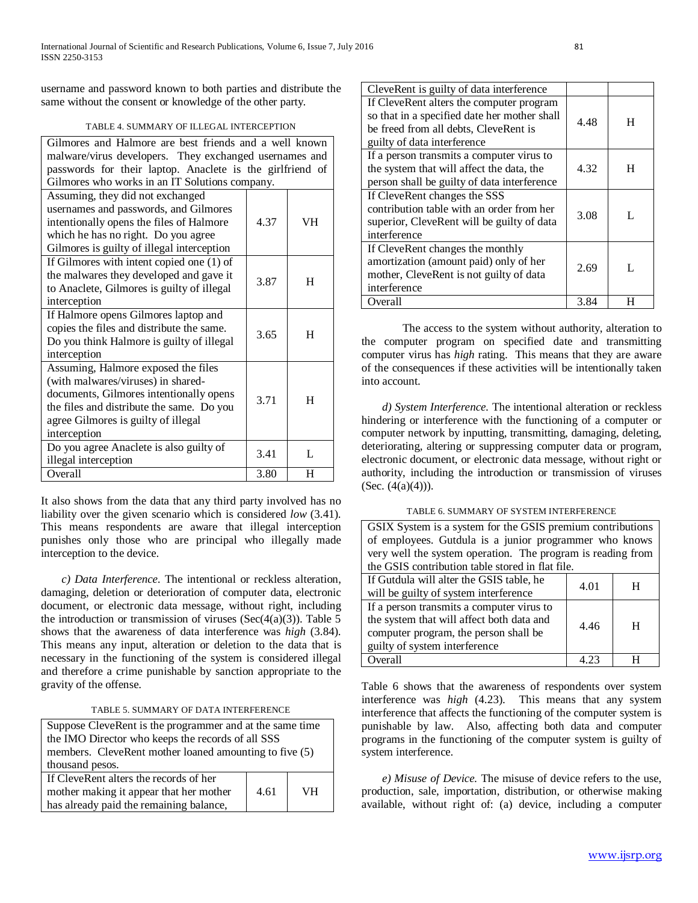username and password known to both parties and distribute the same without the consent or knowledge of the other party.

TABLE 4. SUMMARY OF ILLEGAL INTERCEPTION

| | | |
|---|---|---|
| Gilmores and Halmore are best friends and a well known malware/virus developers. They exchanged usernames and passwords for their laptop. Anaclete is the girlfriend of Gilmores who works in an IT Solutions company. | | |
| Assuming, they did not exchanged usernames and passwords, and Gilmores intentionally opens the files of Halmore which he has no right. Do you agree Gilmores is guilty of illegal interception | 4.37 | VH |
| If Gilmores with intent copied one (1) of the malwares they developed and gave it to Anaclete, Gilmores is guilty of illegal interception | 3.87 | H |
| If Halmore opens Gilmores laptop and copies the files and distribute the same. Do you think Halmore is guilty of illegal interception | 3.65 | H |
| Assuming, Halmore exposed the files (with malwares/viruses) in shared-documents, Gilmores intentionally opens the files and distribute the same. Do you agree Gilmores is guilty of illegal interception | 3.71 | H |
| Do you agree Anaclete is also guilty of illegal interception | 3.41 | L |
| Overall | 3.80 | H |

It also shows from the data that any third party involved has no liability over the given scenario which is considered *low* (3.41). This means respondents are aware that illegal interception punishes only those who are principal who illegally made interception to the device.

*c) Data Interference.* The intentional or reckless alteration, damaging, deletion or deterioration of computer data, electronic document, or electronic data message, without right, including the introduction or transmission of viruses (Sec(4(a)(3)). Table 5 shows that the awareness of data interference was *high* (3.84). This means any input, alteration or deletion to the data that is necessary in the functioning of the system is considered illegal and therefore a crime punishable by sanction appropriate to the gravity of the offense.

TABLE 5. SUMMARY OF DATA INTERFERENCE

| | | |
|---|---|---|
| Suppose CleveRent is the programmer and at the same time the IMO Director who keeps the records of all SSS members. CleveRent mother loaned amounting to five (5) thousand pesos. | | |
| If CleveRent alters the records of her mother making it appear that her mother has already paid the remaining balance, CleveRent is guilty of data interference | 4.61 | VH |
| If CleveRent alters the computer program so that in a specified date her mother shall be freed from all debts, CleveRent is guilty of data interference | 4.48 | H |
| If a person transmits a computer virus to the system that will affect the data, the person shall be guilty of data interference | 4.32 | H |
| If CleveRent changes the SSS contribution table with an order from her superior, CleveRent will be guilty of data interference | 3.08 | L |
| If CleveRent changes the monthly amortization (amount paid) only of her mother, CleveRent is not guilty of data interference | 2.69 | L |
| Overall | 3.84 | H |

The access to the system without authority, alteration to the computer program on specified date and transmitting computer virus has *high* rating. This means that they are aware of the consequences if these activities will be intentionally taken into account.

*d) System Interference.* The intentional alteration or reckless hindering or interference with the functioning of a computer or computer network by inputting, transmitting, damaging, deleting, deteriorating, altering or suppressing computer data or program, electronic document, or electronic data message, without right or authority, including the introduction or transmission of viruses (Sec. (4(a)(4))).

TABLE 6. SUMMARY OF SYSTEM INTERFERENCE

| | | |
|---|---|---|
| GSIX System is a system for the GSIS premium contributions of employees. Gutdula is a junior programmer who knows very well the system operation. The program is reading from the GSIS contribution table stored in flat file. | | |
| If Gutdula will alter the GSIS table, he will be guilty of system interference | 4.01 | H |
| If a person transmits a computer virus to the system that will affect both data and computer program, the person shall be guilty of system interference | 4.46 | H |
| Overall | 4.23 | H |

Table 6 shows that the awareness of respondents over system interference was *high* (4.23). This means that any system interference that affects the functioning of the computer system is punishable by law. Also, affecting both data and computer programs in the functioning of the computer system is guilty of system interference.

*e) Misuse of Device.* The misuse of device refers to the use, production, sale, importation, distribution, or otherwise making available, without right of: (a) device, including a computer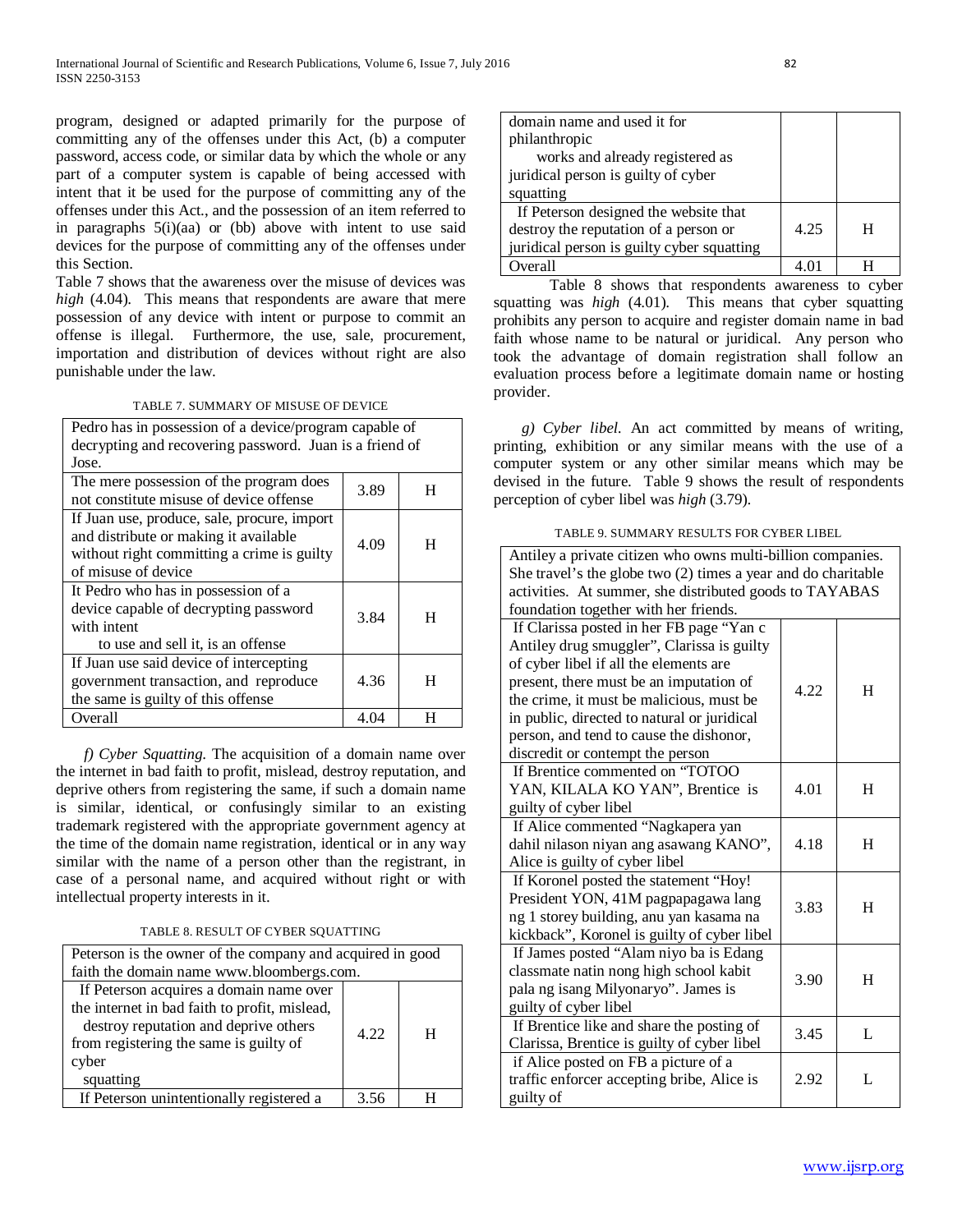program, designed or adapted primarily for the purpose of committing any of the offenses under this Act, (b) a computer password, access code, or similar data by which the whole or any part of a computer system is capable of being accessed with intent that it be used for the purpose of committing any of the offenses under this Act., and the possession of an item referred to in paragraphs 5(i)(aa) or (bb) above with intent to use said devices for the purpose of committing any of the offenses under this Section.

Table 7 shows that the awareness over the misuse of devices was *high* (4.04). This means that respondents are aware that mere possession of any device with intent or purpose to commit an offense is illegal. Furthermore, the use, sale, procurement, importation and distribution of devices without right are also punishable under the law.

TABLE 7. SUMMARY OF MISUSE OF DEVICE

| | | |
|---|---|---|
| Pedro has in possession of a device/program capable of decrypting and recovering password. Juan is a friend of Jose. | | |
| The mere possession of the program does not constitute misuse of device offense | 3.89 | H |
| If Juan use, produce, sale, procure, import and distribute or making it available without right committing a crime is guilty of misuse of device | 4.09 | H |
| It Pedro who has in possession of a device capable of decrypting password with intent to use and sell it, is an offense | 3.84 | H |
| If Juan use said device of intercepting government transaction, and reproduce the same is guilty of this offense | 4.36 | H |
| Overall | 4.04 | H |

*f) Cyber Squatting.* The acquisition of a domain name over the internet in bad faith to profit, mislead, destroy reputation, and deprive others from registering the same, if such a domain name is similar, identical, or confusingly similar to an existing trademark registered with the appropriate government agency at the time of the domain name registration, identical or in any way similar with the name of a person other than the registrant, in case of a personal name, and acquired without right or with intellectual property interests in it.

TABLE 8. RESULT OF CYBER SQUATTING

| | | |
|---|---|---|
| Peterson is the owner of the company and acquired in good faith the domain name www.bloombergs.com. | | |
| If Peterson acquires a domain name over the internet in bad faith to profit, mislead, destroy reputation and deprive others from registering the same is guilty of cyber squatting | 4.22 | H |
| If Peterson unintentionally registered a domain name and used it for philanthropic works and already registered as juridical person is guilty of cyber squatting | 3.56 | H |
| If Peterson designed the website that destroy the reputation of a person or juridical person is guilty cyber squatting | 4.25 | H |
| Overall | 4.01 | H |

Table 8 shows that respondents awareness to cyber squatting was *high* (4.01). This means that cyber squatting prohibits any person to acquire and register domain name in bad faith whose name to be natural or juridical. Any person who took the advantage of domain registration shall follow an evaluation process before a legitimate domain name or hosting provider.

*g) Cyber libel.* An act committed by means of writing, printing, exhibition or any similar means with the use of a computer system or any other similar means which may be devised in the future. Table 9 shows the result of respondents perception of cyber libel was *high* (3.79).

TABLE 9. SUMMARY RESULTS FOR CYBER LIBEL

| | | |
|---|---|---|
| Antiley a private citizen who owns multi-billion companies. She travel's the globe two (2) times a year and do charitable activities. At summer, she distributed goods to TAYABAS foundation together with her friends. | | |
| If Clarissa posted in her FB page "Yan c Antiley drug smuggler", Clarissa is guilty of cyber libel if all the elements are present, there must be an imputation of the crime, it must be malicious, must be in public, directed to natural or juridical person, and tend to cause the dishonor, discredit or contempt the person | 4.22 | H |
| If Brentice commented on "TOTOO YAN, KILALA KO YAN", Brentice is guilty of cyber libel | 4.01 | H |
| If Alice commented "Nagkapera yan dahil nilason niyan ang asawang KANO", Alice is guilty of cyber libel | 4.18 | H |
| If Koronel posted the statement "Hoy! President YON, 41M pagpapagawa lang ng 1 storey building, anu yan kasama na kickback", Koronel is guilty of cyber libel | 3.83 | H |
| If James posted "Alam niyo ba is Edang classmate natin nong high school kabit pala ng isang Milyonaryo". James is guilty of cyber libel | 3.90 | H |
| If Brentice like and share the posting of Clarissa, Brentice is guilty of cyber libel | 3.45 | L |
| if Alice posted on FB a picture of a traffic enforcer accepting bribe, Alice is guilty of | 2.92 | L |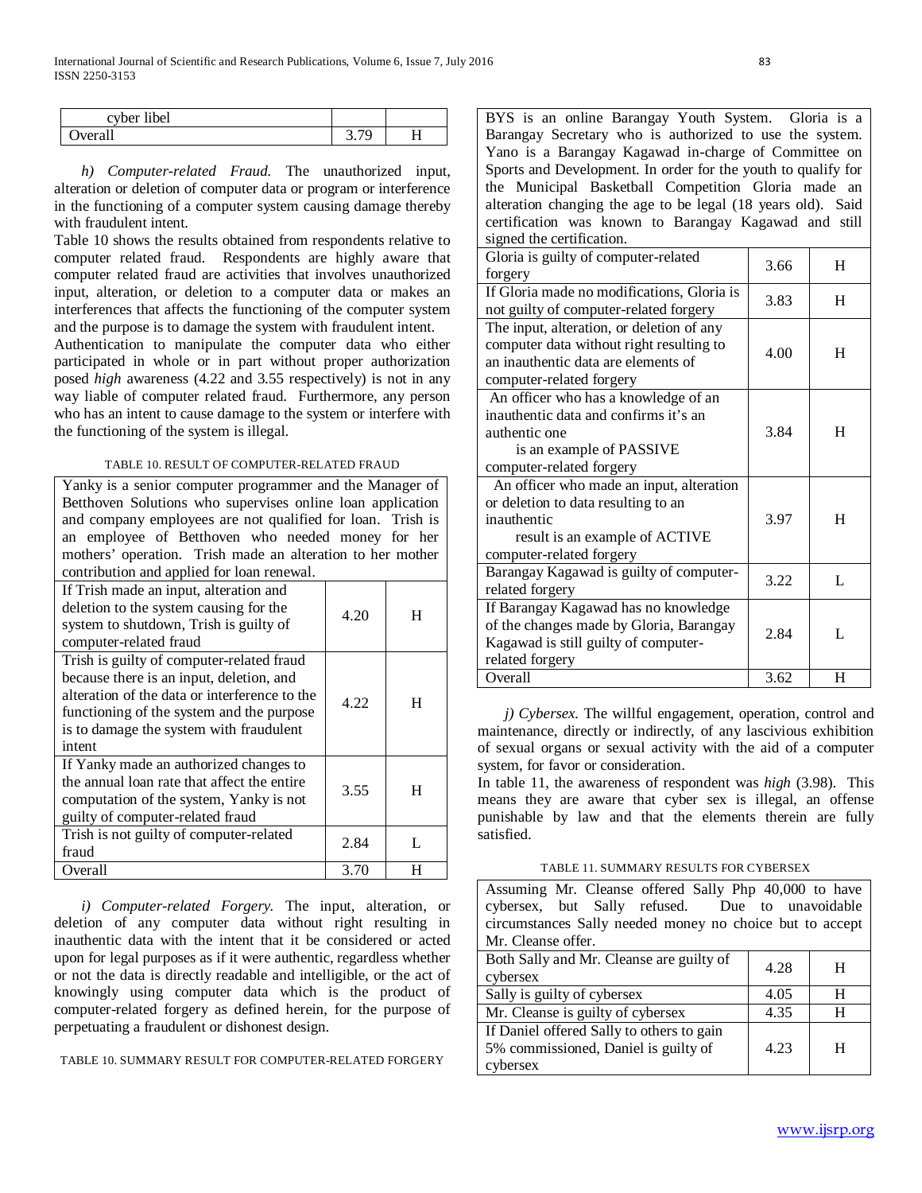| | | |
|---|---|---|
| cyber libel | | |
| Overall | 3.79 | H |

*h) Computer-related Fraud.* The unauthorized input, alteration or deletion of computer data or program or interference in the functioning of a computer system causing damage thereby with fraudulent intent.

Table 10 shows the results obtained from respondents relative to computer related fraud. Respondents are highly aware that computer related fraud are activities that involves unauthorized input, alteration, or deletion to a computer data or makes an interferences that affects the functioning of the computer system and the purpose is to damage the system with fraudulent intent. Authentication to manipulate the computer data who either participated in whole or in part without proper authorization posed *high* awareness (4.22 and 3.55 respectively) is not in any way liable of computer related fraud. Furthermore, any person who has an intent to cause damage to the system or interfere with the functioning of the system is illegal.

TABLE 10. RESULT OF COMPUTER-RELATED FRAUD

| | | |
|---|---|---|
| Yanky is a senior computer programmer and the Manager of Betthoven Solutions who supervises online loan application and company employees are not qualified for loan. Trish is an employee of Betthoven who needed money for her mothers' operation. Trish made an alteration to her mother contribution and applied for loan renewal. | | |
| If Trish made an input, alteration and deletion to the system causing for the system to shutdown, Trish is guilty of computer-related fraud | 4.20 | H |
| Trish is guilty of computer-related fraud because there is an input, deletion, and alteration of the data or interference to the functioning of the system and the purpose is to damage the system with fraudulent intent | 4.22 | H |
| If Yanky made an authorized changes to the annual loan rate that affect the entire computation of the system, Yanky is not guilty of computer-related fraud | 3.55 | H |
| Trish is not guilty of computer-related fraud | 2.84 | L |
| Overall | 3.70 | H |

*i) Computer-related Forgery.* The input, alteration, or deletion of any computer data without right resulting in inauthentic data with the intent that it be considered or acted upon for legal purposes as if it were authentic, regardless whether or not the data is directly readable and intelligible, or the act of knowingly using computer data which is the product of computer-related forgery as defined herein, for the purpose of perpetuating a fraudulent or dishonest design.

TABLE 10. SUMMARY RESULT FOR COMPUTER-RELATED FORGERY

| | | |
|---|---|---|
| BYS is an online Barangay Youth System. Gloria is a Barangay Secretary who is authorized to use the system. Yano is a Barangay Kagawad in-charge of Committee on Sports and Development. In order for the youth to qualify for the Municipal Basketball Competition Gloria made an alteration changing the age to be legal (18 years old). Said certification was known to Barangay Kagawad and still signed the certification. | | |
| Gloria is guilty of computer-related forgery | 3.66 | H |
| If Gloria made no modifications, Gloria is not guilty of computer-related forgery | 3.83 | H |
| The input, alteration, or deletion of any computer data without right resulting to an inauthentic data are elements of computer-related forgery | 4.00 | H |
| An officer who has a knowledge of an inauthentic data and confirms it's an authentic one is an example of PASSIVE computer-related forgery | 3.84 | H |
| An officer who made an input, alteration or deletion to data resulting to an inauthentic result is an example of ACTIVE computer-related forgery | 3.97 | H |
| Barangay Kagawad is guilty of computer-related forgery | 3.22 | L |
| If Barangay Kagawad has no knowledge of the changes made by Gloria, Barangay Kagawad is still guilty of computer-related forgery | 2.84 | L |
| Overall | 3.62 | H |

*j) Cybersex.* The willful engagement, operation, control and maintenance, directly or indirectly, of any lascivious exhibition of sexual organs or sexual activity with the aid of a computer system, for favor or consideration.

In table 11, the awareness of respondent was *high* (3.98). This means they are aware that cyber sex is illegal, an offense punishable by law and that the elements therein are fully satisfied.

TABLE 11. SUMMARY RESULTS FOR CYBERSEX

| | | |
|---|---|---|
| Assuming Mr. Cleanse offered Sally Php 40,000 to have cybersex, but Sally refused. Due to unavoidable circumstances Sally needed money no choice but to accept Mr. Cleanse offer. | | |
| Both Sally and Mr. Cleanse are guilty of cybersex | 4.28 | H |
| Sally is guilty of cybersex | 4.05 | H |
| Mr. Cleanse is guilty of cybersex | 4.35 | H |
| If Daniel offered Sally to others to gain 5% commissioned, Daniel is guilty of cybersex | 4.23 | H |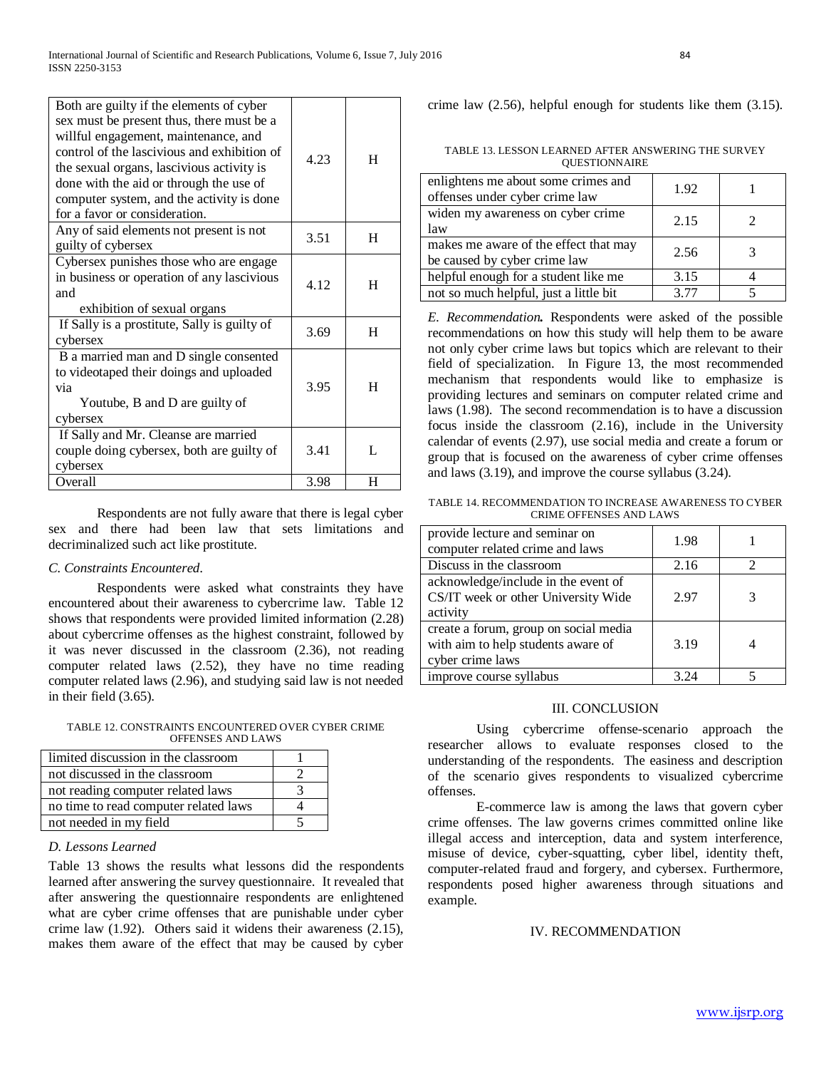| | | |
|---|---|---|
| Both are guilty if the elements of cyber sex must be present thus, there must be a willful engagement, maintenance, and control of the lascivious and exhibition of the sexual organs, lascivious activity is done with the aid or through the use of computer system, and the activity is done for a favor or consideration. | 4.23 | H |
| Any of said elements not present is not guilty of cybersex | 3.51 | H |
| Cybersex punishes those who are engage in business or operation of any lascivious and exhibition of sexual organs | 4.12 | H |
| If Sally is a prostitute, Sally is guilty of cybersex | 3.69 | H |
| B a married man and D single consented to videotaped their doings and uploaded via Youtube, B and D are guilty of cybersex | 3.95 | H |
| If Sally and Mr. Cleanse are married couple doing cybersex, both are guilty of cybersex | 3.41 | L |
| Overall | 3.98 | H |

Respondents are not fully aware that there is legal cyber sex and there had been law that sets limitations and decriminalized such act like prostitute.

### C. Constraints Encountered.

Respondents were asked what constraints they have encountered about their awareness to cybercrime law. Table 12 shows that respondents were provided limited information (2.28) about cybercrime offenses as the highest constraint, followed by it was never discussed in the classroom (2.36), not reading computer related laws (2.52), they have no time reading computer related laws (2.96), and studying said law is not needed in their field (3.65).

TABLE 12. CONSTRAINTS ENCOUNTERED OVER CYBER CRIME OFFENSES AND LAWS

| | |
|---|---|
| limited discussion in the classroom | 1 |
| not discussed in the classroom | 2 |
| not reading computer related laws | 3 |
| no time to read computer related laws | 4 |
| not needed in my field | 5 |

### D. Lessons Learned

Table 13 shows the results what lessons did the respondents learned after answering the survey questionnaire. It revealed that after answering the questionnaire respondents are enlightened what are cyber crime offenses that are punishable under cyber crime law (1.92). Others said it widens their awareness (2.15), makes them aware of the effect that may be caused by cyber crime law (2.56), helpful enough for students like them (3.15).

TABLE 13. LESSON LEARNED AFTER ANSWERING THE SURVEY QUESTIONNAIRE

| | | |
|---|---|---|
| enlightens me about some crimes and offenses under cyber crime law | 1.92 | 1 |
| widen my awareness on cyber crime law | 2.15 | 2 |
| makes me aware of the effect that may be caused by cyber crime law | 2.56 | 3 |
| helpful enough for a student like me | 3.15 | 4 |
| not so much helpful, just a little bit | 3.77 | 5 |

*E. Recommendation.* Respondents were asked of the possible recommendations on how this study will help them to be aware not only cyber crime laws but topics which are relevant to their field of specialization. In Figure 13, the most recommended mechanism that respondents would like to emphasize is providing lectures and seminars on computer related crime and laws (1.98). The second recommendation is to have a discussion focus inside the classroom (2.16), include in the University calendar of events (2.97), use social media and create a forum or group that is focused on the awareness of cyber crime offenses and laws (3.19), and improve the course syllabus (3.24).

TABLE 14. RECOMMENDATION TO INCREASE AWARENESS TO CYBER CRIME OFFENSES AND LAWS

| | | |
|---|---|---|
| provide lecture and seminar on computer related crime and laws | 1.98 | 1 |
| Discuss in the classroom | 2.16 | 2 |
| acknowledge/include in the event of CS/IT week or other University Wide activity | 2.97 | 3 |
| create a forum, group on social media with aim to help students aware of cyber crime laws | 3.19 | 4 |
| improve course syllabus | 3.24 | 5 |

## III. CONCLUSION

Using cybercrime offense-scenario approach the researcher allows to evaluate responses closed to the understanding of the respondents. The easiness and description of the scenario gives respondents to visualized cybercrime offenses.

E-commerce law is among the laws that govern cyber crime offenses. The law governs crimes committed online like illegal access and interception, data and system interference, misuse of device, cyber-squatting, cyber libel, identity theft, computer-related fraud and forgery, and cybersex. Furthermore, respondents posed higher awareness through situations and example.

## IV. RECOMMENDATION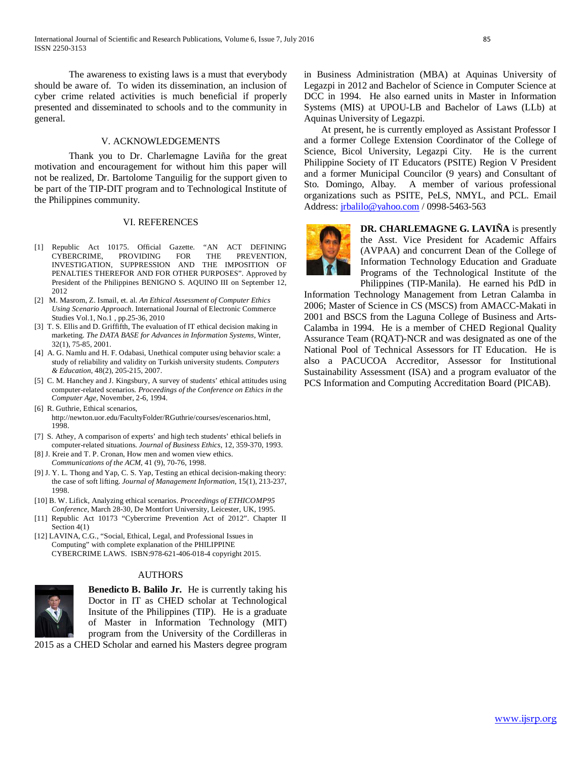The awareness to existing laws is a must that everybody should be aware of. To widen its dissemination, an inclusion of cyber crime related activities is much beneficial if properly presented and disseminated to schools and to the community in general.

## V. ACKNOWLEDGEMENTS

Thank you to Dr. Charlemagne Laviña for the great motivation and encouragement for without him this paper will not be realized, Dr. Bartolome Tanguilig for the support given to be part of the TIP-DIT program and to Technological Institute of the Philippines community.

## VI. REFERENCES

[1] Republic Act 10175. Official Gazette. "AN ACT DEFINING CYBERCRIME, PROVIDING FOR THE PREVENTION, INVESTIGATION, SUPPRESSION AND THE IMPOSITION OF PENALTIES THEREFOR AND FOR OTHER PURPOSES". Approved by President of the Philippines BENIGNO S. AQUINO III on September 12, 2012

[2] M. Masrom, Z. Ismail, et. al. *An Ethical Assessment of Computer Ethics Using Scenario Approach*. International Journal of Electronic Commerce Studies Vol.1, No.1 , pp.25-36, 2010

[3] T. S. Ellis and D. Griffifth, The evaluation of IT ethical decision making in marketing. *The DATA BASE for Advances in Information Systems*, Winter, 32(1), 75-85, 2001.

[4] A. G. Namlu and H. F. Odabasi, Unethical computer using behavior scale: a study of reliability and validity on Turkish university students. *Computers & Education*, 48(2), 205-215, 2007.

[5] C. M. Hanchey and J. Kingsbury, A survey of students' ethical attitudes using computer-related scenarios. *Proceedings of the Conference on Ethics in the Computer Age*, November, 2-6, 1994.

[6] R. Guthrie, Ethical scenarios, http://newton.uor.edu/FacultyFolder/RGuthrie/courses/escenarios.html, 1998.

[7] S. Athey, A comparison of experts' and high tech students' ethical beliefs in computer-related situations. *Journal of Business Ethics*, 12, 359-370, 1993.

[8] J. Kreie and T. P. Cronan, How men and women view ethics. *Communications of the ACM*, 41 (9), 70-76, 1998.

[9] J. Y. L. Thong and Yap, C. S. Yap, Testing an ethical decision-making theory: the case of soft lifting. *Journal of Management Information*, 15(1), 213-237, 1998.

[10] B. W. Lifick, Analyzing ethical scenarios. *Proceedings of ETHICOMP95 Conference*, March 28-30, De Montfort University, Leicester, UK, 1995.

[11] Republic Act 10173 "Cybercrime Prevention Act of 2012". Chapter II Section 4(1)

[12] LAVINA, C.G., "Social, Ethical, Legal, and Professional Issues in Computing" with complete explanation of the PHILIPPINE CYBERCRIME LAWS. ISBN:978-621-406-018-4 copyright 2015.

## AUTHORS

**Benedicto B. Balilo Jr.** He is currently taking his Doctor in IT as CHED scholar at Technological Insitute of the Philippines (TIP). He is a graduate of Master in Information Technology (MIT) program from the University of the Cordilleras in 2015 as a CHED Scholar and earned his Masters degree program in Business Administration (MBA) at Aquinas University of Legazpi in 2012 and Bachelor of Science in Computer Science at DCC in 1994. He also earned units in Master in Information Systems (MIS) at UPOU-LB and Bachelor of Laws (LLb) at Aquinas University of Legazpi.

At present, he is currently employed as Assistant Professor I and a former College Extension Coordinator of the College of Science, Bicol University, Legazpi City. He is the current Philippine Society of IT Educators (PSITE) Region V President and a former Municipal Councilor (9 years) and Consultant of Sto. Domingo, Albay. A member of various professional organizations such as PSITE, PeLS, NMYL, and PCL. Email Address: jrbalilo@yahoo.com / 0998-5463-563

**DR. CHARLEMAGNE G. LAVIÑA** is presently the Asst. Vice President for Academic Affairs (AVPAA) and concurrent Dean of the College of Information Technology Education and Graduate Programs of the Technological Institute of the Philippines (TIP-Manila). He earned his PdD in Information Technology Management from Letran Calamba in 2006; Master of Science in CS (MSCS) from AMACC-Makati in 2001 and BSCS from the Laguna College of Business and Arts-Calamba in 1994. He is a member of CHED Regional Quality Assurance Team (RQAT)-NCR and was designated as one of the National Pool of Technical Assessors for IT Education. He is also a PACUCOA Accreditor, Assessor for Institutional Sustainability Assessment (ISA) and a program evaluator of the PCS Information and Computing Accreditation Board (PICAB).